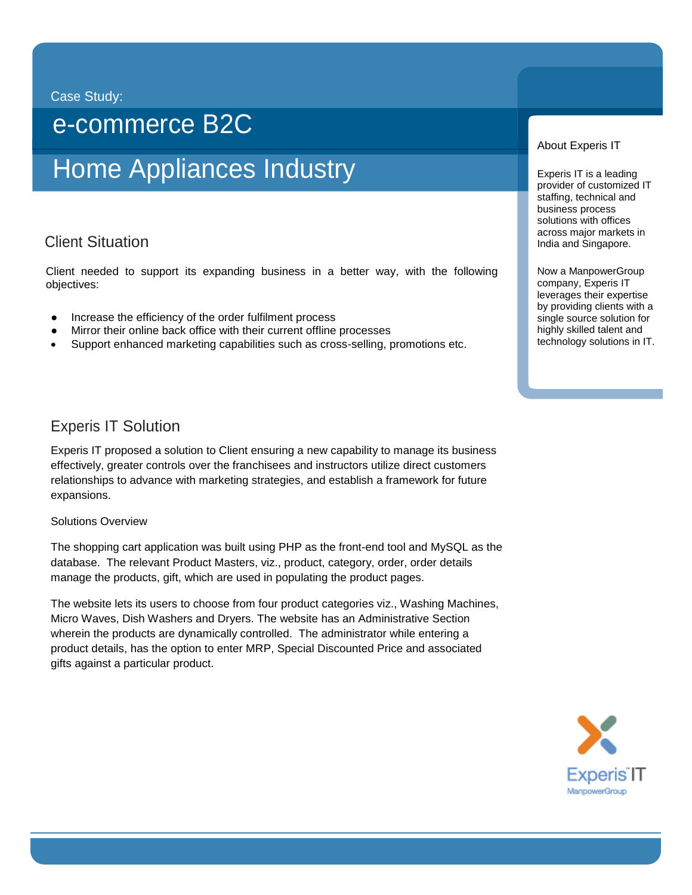Case Study:

# e-commerce B2C

# Home Appliances Industry

## Client Situation

Client needed to support its expanding business in a better way, with the following objectives:

- Increase the efficiency of the order fulfilment process
- Mirror their online back office with their current offline processes
- Support enhanced marketing capabilities such as cross-selling, promotions etc.

## Experis IT Solution

Experis IT proposed a solution to Client ensuring a new capability to manage its business effectively, greater controls over the franchisees and instructors utilize direct customers relationships to advance with marketing strategies, and establish a framework for future expansions.

### Solutions Overview

The shopping cart application was built using PHP as the front-end tool and MySQL as the database. The relevant Product Masters, viz., product, category, order, order details manage the products, gift, which are used in populating the product pages.

The website lets its users to choose from four product categories viz., Washing Machines, Micro Waves, Dish Washers and Dryers. The website has an Administrative Section wherein the products are dynamically controlled. The administrator while entering a product details, has the option to enter MRP, Special Discounted Price and associated gifts against a particular product.

## About Experis IT

Experis IT is a leading provider of customized IT staffing, technical and business process solutions with offices across major markets in India and Singapore.

Now a ManpowerGroup company, Experis IT leverages their expertise by providing clients with a single source solution for highly skilled talent and technology solutions in IT.

Experis IT
ManpowerGroup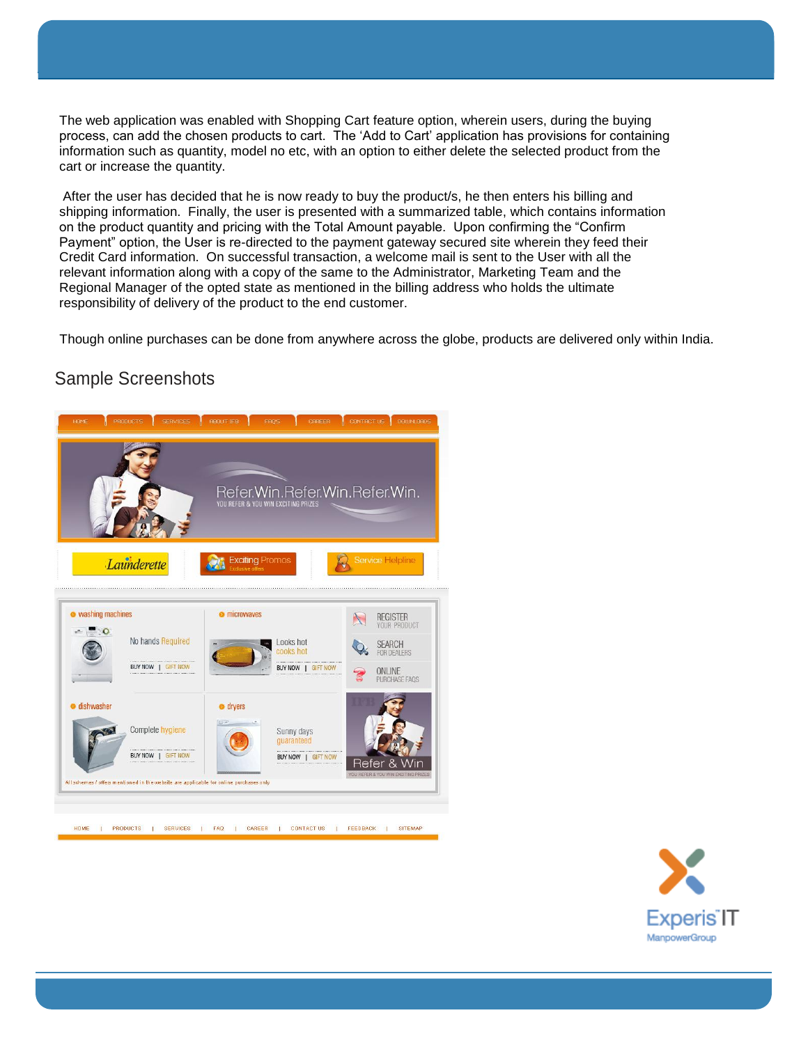The web application was enabled with Shopping Cart feature option, wherein users, during the buying process, can add the chosen products to cart. The ‘Add to Cart’ application has provisions for containing information such as quantity, model no etc, with an option to either delete the selected product from the cart or increase the quantity.

After the user has decided that he is now ready to buy the product/s, he then enters his billing and shipping information. Finally, the user is presented with a summarized table, which contains information on the product quantity and pricing with the Total Amount payable. Upon confirming the “Confirm Payment” option, the User is re-directed to the payment gateway secured site wherein they feed their Credit Card information. On successful transaction, a welcome mail is sent to the User with all the relevant information along with a copy of the same to the Administrator, Marketing Team and the Regional Manager of the opted state as mentioned in the billing address who holds the ultimate responsibility of delivery of the product to the end customer.

Though online purchases can be done from anywhere across the globe, products are delivered only within India.

## Sample Screenshots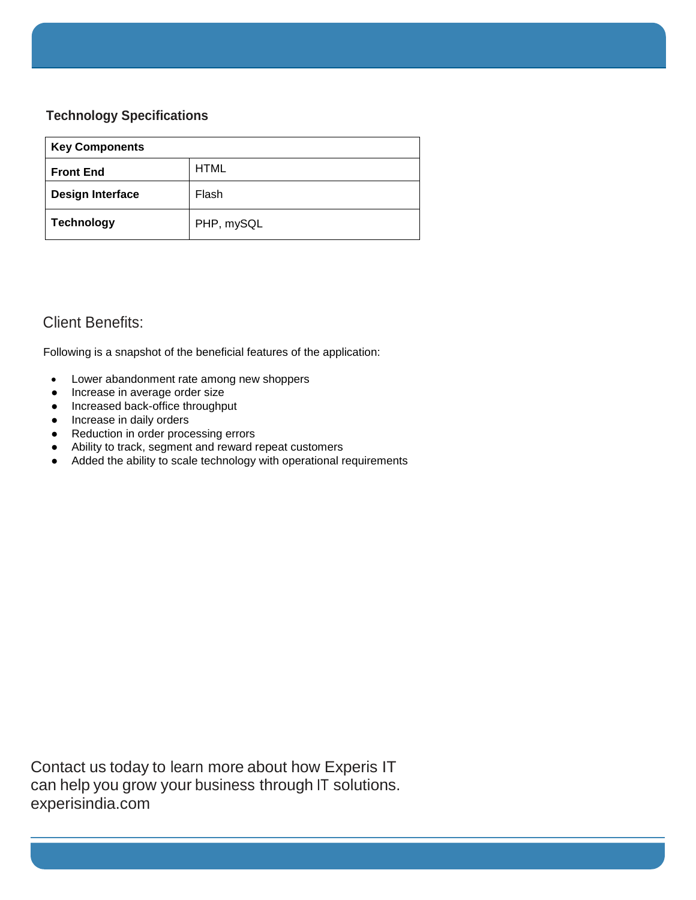### Technology Specifications

| Key Components | |
|---|---|
| **Front End** | HTML |
| **Design Interface** | Flash |
| **Technology** | PHP, mySQL |

## Client Benefits:

Following is a snapshot of the beneficial features of the application:

- Lower abandonment rate among new shoppers
- Increase in average order size
- Increased back-office throughput
- Increase in daily orders
- Reduction in order processing errors
- Ability to track, segment and reward repeat customers
- Added the ability to scale technology with operational requirements

Contact us today to learn more about how Experis IT can help you grow your business through IT solutions.
experisindia.com